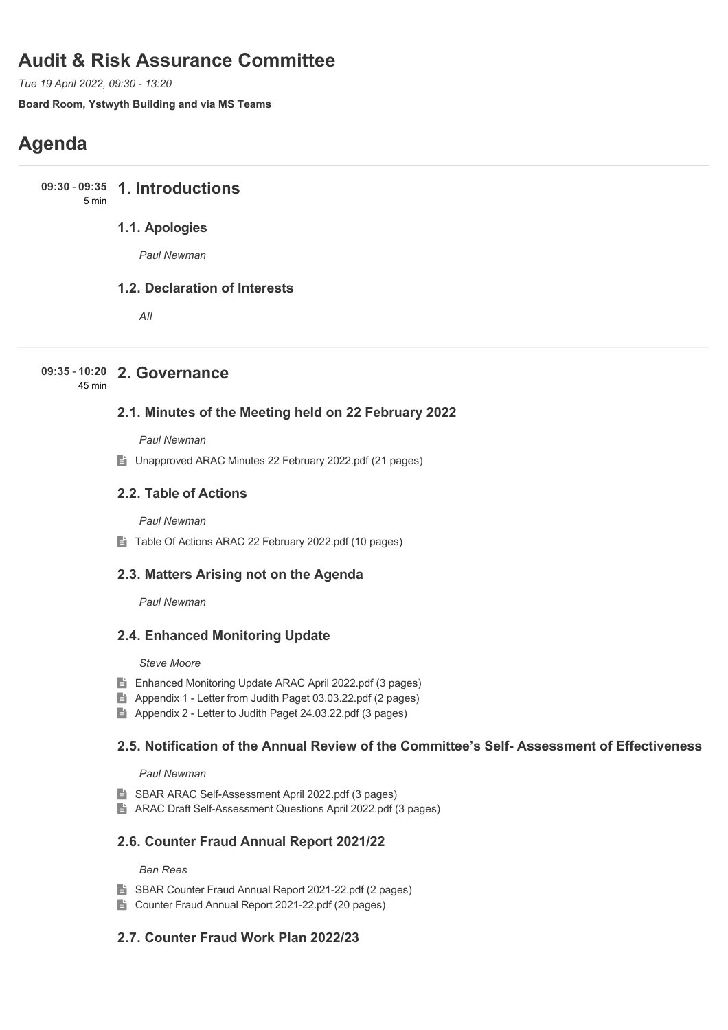# Audit & Risk Assurance Committee

*Tue 19 April 2022, 09:30 - 13:20*

**Board Room, Ystwyth Building and via MS Teams**

# Agenda

**09:30 - 09:35**
5 min

## 1. Introductions

### 1.1. Apologies

*Paul Newman*

### 1.2. Declaration of Interests

*All*

**09:35 - 10:20**
45 min

## 2. Governance

### 2.1. Minutes of the Meeting held on 22 February 2022

*Paul Newman*

- Unapproved ARAC Minutes 22 February 2022.pdf (21 pages)

### 2.2. Table of Actions

*Paul Newman*

- Table Of Actions ARAC 22 February 2022.pdf (10 pages)

### 2.3. Matters Arising not on the Agenda

*Paul Newman*

### 2.4. Enhanced Monitoring Update

*Steve Moore*

- Enhanced Monitoring Update ARAC April 2022.pdf (3 pages)
- Appendix 1 - Letter from Judith Paget 03.03.22.pdf (2 pages)
- Appendix 2 - Letter to Judith Paget 24.03.22.pdf (3 pages)

### 2.5. Notification of the Annual Review of the Committee's Self- Assessment of Effectiveness

*Paul Newman*

- SBAR ARAC Self-Assessment April 2022.pdf (3 pages)
- ARAC Draft Self-Assessment Questions April 2022.pdf (3 pages)

### 2.6. Counter Fraud Annual Report 2021/22

*Ben Rees*

- SBAR Counter Fraud Annual Report 2021-22.pdf (2 pages)
- Counter Fraud Annual Report 2021-22.pdf (20 pages)

### 2.7. Counter Fraud Work Plan 2022/23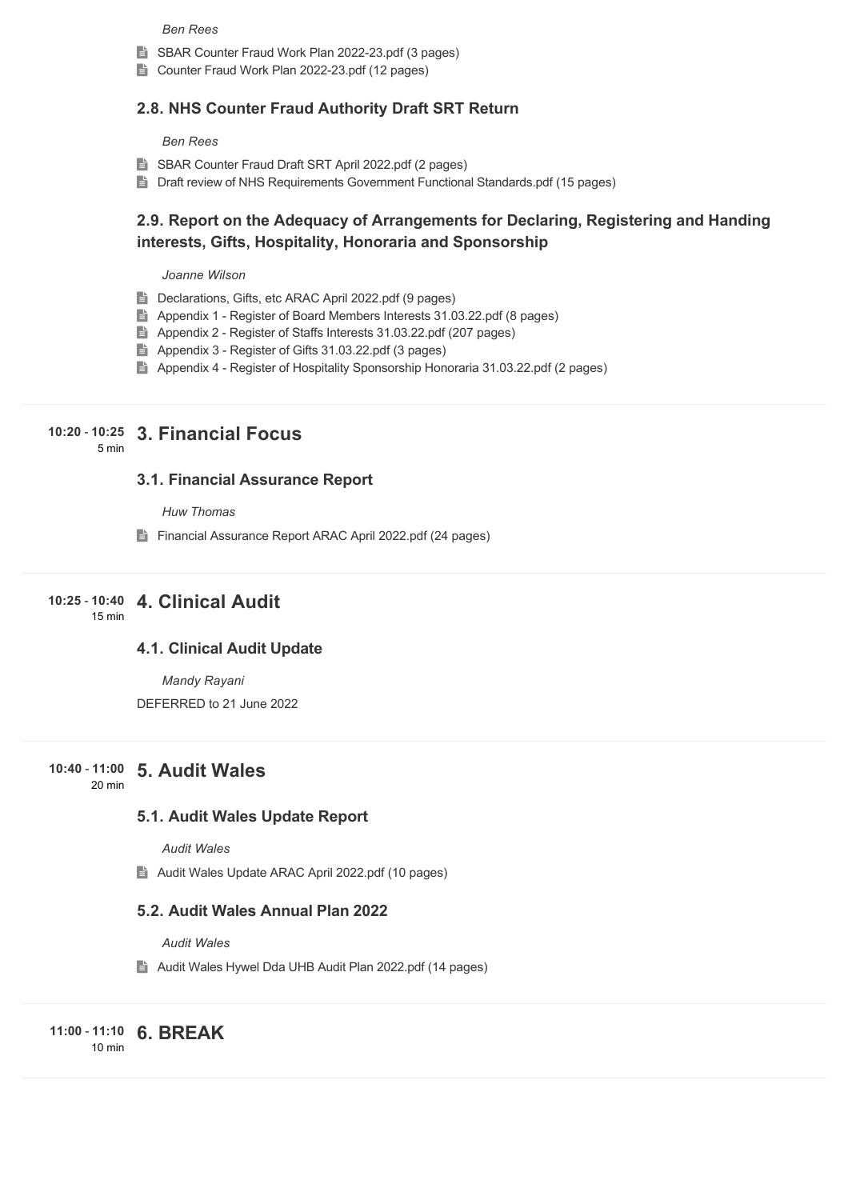*Ben Rees*

- SBAR Counter Fraud Work Plan 2022-23.pdf (3 pages)
- Counter Fraud Work Plan 2022-23.pdf (12 pages)

### 2.8. NHS Counter Fraud Authority Draft SRT Return

*Ben Rees*

- SBAR Counter Fraud Draft SRT April 2022.pdf (2 pages)
- Draft review of NHS Requirements Government Functional Standards.pdf (15 pages)

### 2.9. Report on the Adequacy of Arrangements for Declaring, Registering and Handing interests, Gifts, Hospitality, Honoraria and Sponsorship

*Joanne Wilson*

- Declarations, Gifts, etc ARAC April 2022.pdf (9 pages)
- Appendix 1 - Register of Board Members Interests 31.03.22.pdf (8 pages)
- Appendix 2 - Register of Staffs Interests 31.03.22.pdf (207 pages)
- Appendix 3 - Register of Gifts 31.03.22.pdf (3 pages)
- Appendix 4 - Register of Hospitality Sponsorship Honoraria 31.03.22.pdf (2 pages)

**10:20 - 10:25** 5 min

## 3. Financial Focus

### 3.1. Financial Assurance Report

*Huw Thomas*

- Financial Assurance Report ARAC April 2022.pdf (24 pages)

**10:25 - 10:40** 15 min

## 4. Clinical Audit

### 4.1. Clinical Audit Update

*Mandy Rayani*

DEFERRED to 21 June 2022

**10:40 - 11:00** 20 min

## 5. Audit Wales

### 5.1. Audit Wales Update Report

*Audit Wales*

- Audit Wales Update ARAC April 2022.pdf (10 pages)

### 5.2. Audit Wales Annual Plan 2022

*Audit Wales*

- Audit Wales Hywel Dda UHB Audit Plan 2022.pdf (14 pages)

**11:00 - 11:10** 10 min

## 6. BREAK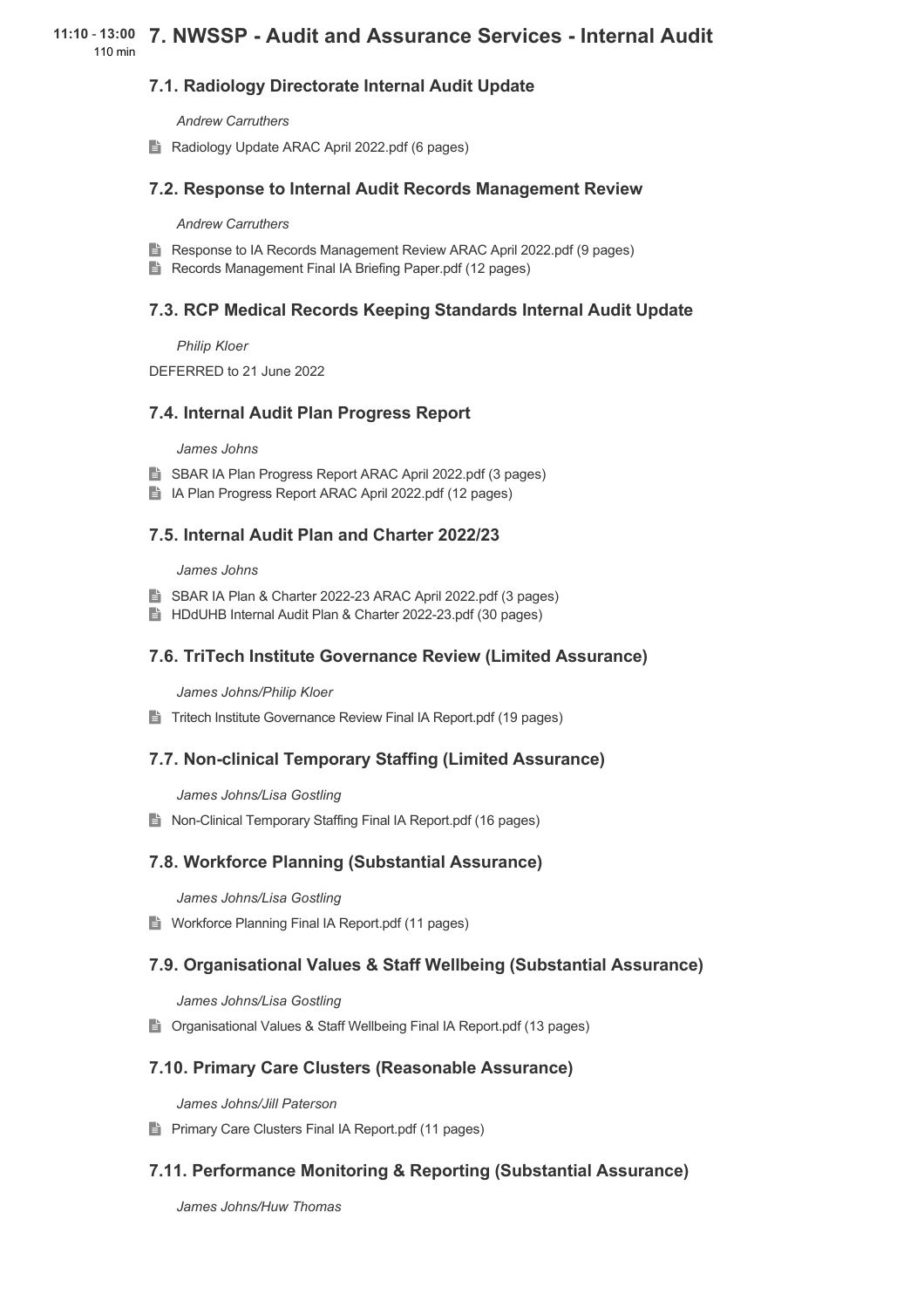**11:10 - 13:00**
110 min

## 7. NWSSP - Audit and Assurance Services - Internal Audit

### 7.1. Radiology Directorate Internal Audit Update

*Andrew Carruthers*

Radiology Update ARAC April 2022.pdf (6 pages)

### 7.2. Response to Internal Audit Records Management Review

*Andrew Carruthers*

Response to IA Records Management Review ARAC April 2022.pdf (9 pages)
Records Management Final IA Briefing Paper.pdf (12 pages)

### 7.3. RCP Medical Records Keeping Standards Internal Audit Update

*Philip Kloer*

DEFERRED to 21 June 2022

### 7.4. Internal Audit Plan Progress Report

*James Johns*

SBAR IA Plan Progress Report ARAC April 2022.pdf (3 pages)
IA Plan Progress Report ARAC April 2022.pdf (12 pages)

### 7.5. Internal Audit Plan and Charter 2022/23

*James Johns*

SBAR IA Plan & Charter 2022-23 ARAC April 2022.pdf (3 pages)
HDdUHB Internal Audit Plan & Charter 2022-23.pdf (30 pages)

### 7.6. TriTech Institute Governance Review (Limited Assurance)

*James Johns/Philip Kloer*

Tritech Institute Governance Review Final IA Report.pdf (19 pages)

### 7.7. Non-clinical Temporary Staffing (Limited Assurance)

*James Johns/Lisa Gostling*

Non-Clinical Temporary Staffing Final IA Report.pdf (16 pages)

### 7.8. Workforce Planning (Substantial Assurance)

*James Johns/Lisa Gostling*

Workforce Planning Final IA Report.pdf (11 pages)

### 7.9. Organisational Values & Staff Wellbeing (Substantial Assurance)

*James Johns/Lisa Gostling*

Organisational Values & Staff Wellbeing Final IA Report.pdf (13 pages)

### 7.10. Primary Care Clusters (Reasonable Assurance)

*James Johns/Jill Paterson*

Primary Care Clusters Final IA Report.pdf (11 pages)

### 7.11. Performance Monitoring & Reporting (Substantial Assurance)

*James Johns/Huw Thomas*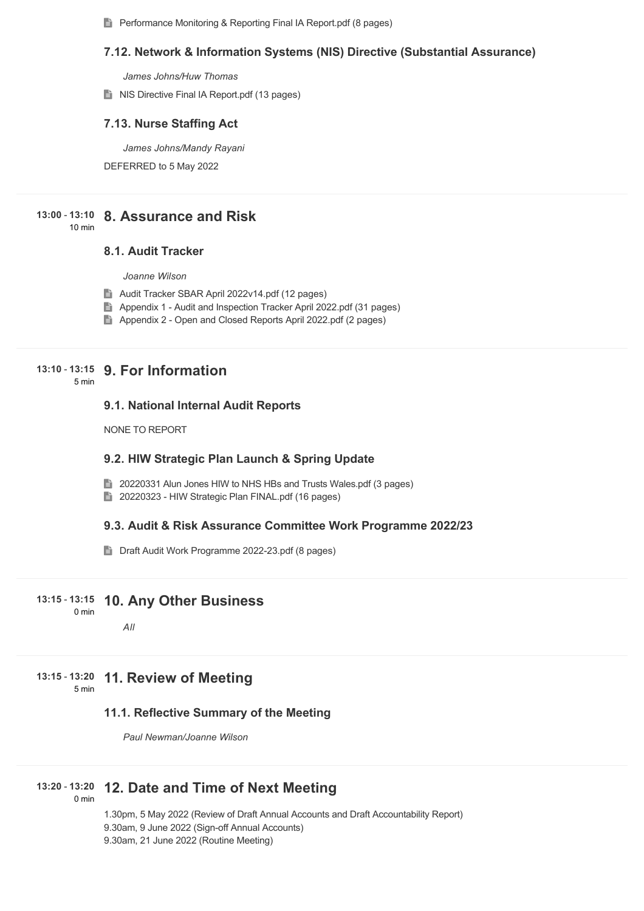Performance Monitoring & Reporting Final IA Report.pdf (8 pages)

### 7.12. Network & Information Systems (NIS) Directive (Substantial Assurance)

*James Johns/Huw Thomas*

NIS Directive Final IA Report.pdf (13 pages)

### 7.13. Nurse Staffing Act

*James Johns/Mandy Rayani*

DEFERRED to 5 May 2022

## 13:00 - 13:10 (10 min) 8. Assurance and Risk

### 8.1. Audit Tracker

*Joanne Wilson*

- Audit Tracker SBAR April 2022v14.pdf (12 pages)
- Appendix 1 - Audit and Inspection Tracker April 2022.pdf (31 pages)
- Appendix 2 - Open and Closed Reports April 2022.pdf (2 pages)

## 13:10 - 13:15 (5 min) 9. For Information

### 9.1. National Internal Audit Reports

NONE TO REPORT

### 9.2. HIW Strategic Plan Launch & Spring Update

- 20220331 Alun Jones HIW to NHS HBs and Trusts Wales.pdf (3 pages)
- 20220323 - HIW Strategic Plan FINAL.pdf (16 pages)

### 9.3. Audit & Risk Assurance Committee Work Programme 2022/23

- Draft Audit Work Programme 2022-23.pdf (8 pages)

## 13:15 - 13:15 (0 min) 10. Any Other Business

*All*

## 13:15 - 13:20 (5 min) 11. Review of Meeting

### 11.1. Reflective Summary of the Meeting

*Paul Newman/Joanne Wilson*

## 13:20 - 13:20 (0 min) 12. Date and Time of Next Meeting

1.30pm, 5 May 2022 (Review of Draft Annual Accounts and Draft Accountability Report)
9.30am, 9 June 2022 (Sign-off Annual Accounts)
9.30am, 21 June 2022 (Routine Meeting)